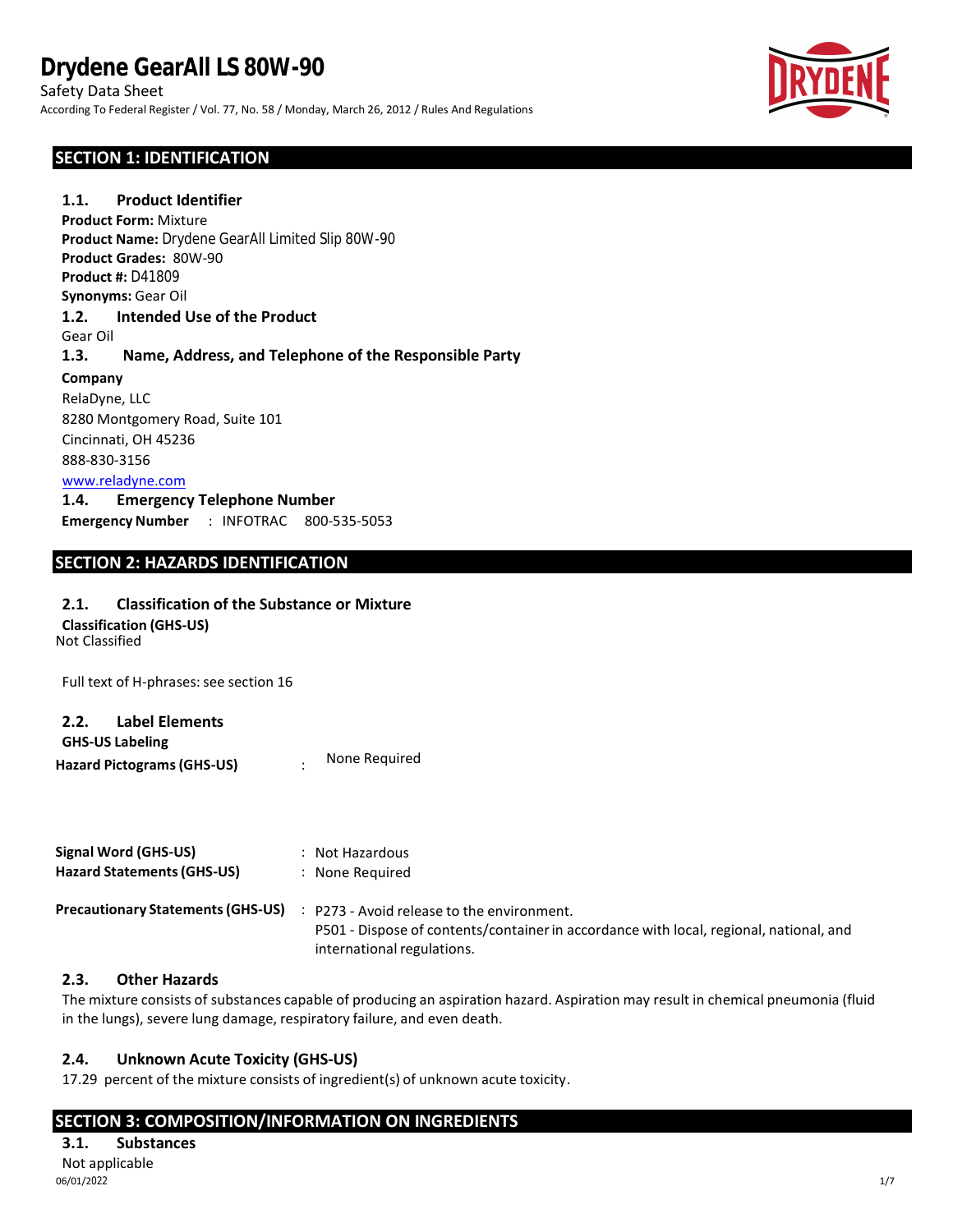# Drydene GearAll LS 80W-90

Safety Data Sheet

According To Federal Register / Vol. 77, No. 58 / Monday, March 26, 2012 / Rules And Regulations

## SECTION 1: IDENTIFICATION

### 1.1. Product Identifier

**Product Form:** Mixture

**Product Name:** Drydene GearAll Limited Slip 80W-90

**Product Grades:** 80W-90

**Product #:** D41809

**Synonyms:** Gear Oil

### 1.2. Intended Use of the Product

Gear Oil

### 1.3. Name, Address, and Telephone of the Responsible Party

**Company**

RelaDyne, LLC

8280 Montgomery Road, Suite 101

Cincinnati, OH 45236

888-830-3156

www.reladyne.com

### 1.4. Emergency Telephone Number

**Emergency Number** : INFOTRAC 800-535-5053

## SECTION 2: HAZARDS IDENTIFICATION

### 2.1. Classification of the Substance or Mixture

**Classification (GHS-US)**

Not Classified

Full text of H-phrases: see section 16

### 2.2. Label Elements

**GHS-US Labeling**

**Hazard Pictograms (GHS-US)** : None Required

**Signal Word (GHS-US)** : Not Hazardous

**Hazard Statements (GHS-US)** : None Required

**Precautionary Statements (GHS-US)** : P273 - Avoid release to the environment.

P501 - Dispose of contents/container in accordance with local, regional, national, and international regulations.

### 2.3. Other Hazards

The mixture consists of substances capable of producing an aspiration hazard. Aspiration may result in chemical pneumonia (fluid in the lungs), severe lung damage, respiratory failure, and even death.

### 2.4. Unknown Acute Toxicity (GHS-US)

17.29 percent of the mixture consists of ingredient(s) of unknown acute toxicity.

## SECTION 3: COMPOSITION/INFORMATION ON INGREDIENTS

### 3.1. Substances

Not applicable

06/01/2022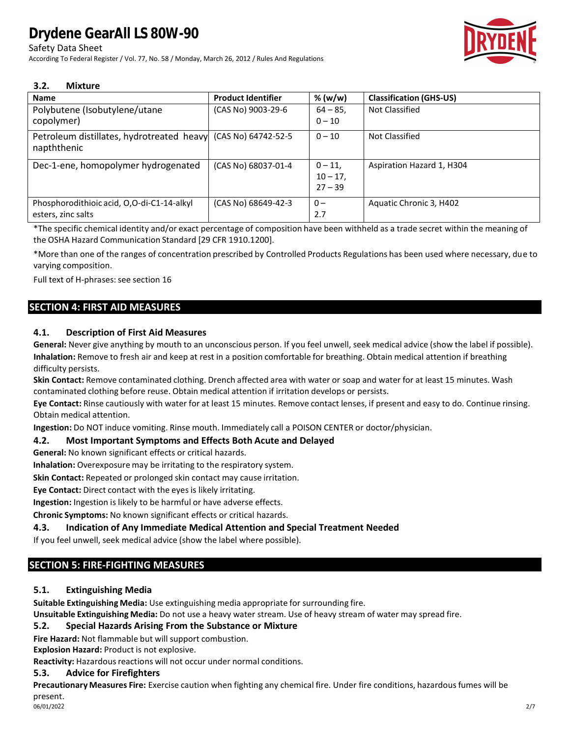### 3.2. Mixture

| Name | Product Identifier | % (w/w) | Classification (GHS-US) |
|---|---|---|---|
| Polybutene (Isobutylene/utane copolymer) | (CAS No) 9003-29-6 | 64 – 85, 0 – 10 | Not Classified |
| Petroleum distillates, hydrotreated heavy napththenic | (CAS No) 64742-52-5 | 0 – 10 | Not Classified |
| Dec-1-ene, homopolymer hydrogenated | (CAS No) 68037-01-4 | 0 – 11, 10 – 17, 27 – 39 | Aspiration Hazard 1, H304 |
| Phosphorodithioic acid, O,O-di-C1-14-alkyl esters, zinc salts | (CAS No) 68649-42-3 | 0 – 2.7 | Aquatic Chronic 3, H402 |

*The specific chemical identity and/or exact percentage of composition have been withheld as a trade secret within the meaning of the OSHA Hazard Communication Standard [29 CFR 1910.1200].

*More than one of the ranges of concentration prescribed by Controlled Products Regulations has been used where necessary, due to varying composition.

Full text of H-phrases: see section 16

## SECTION 4: FIRST AID MEASURES

### 4.1. Description of First Aid Measures

**General:** Never give anything by mouth to an unconscious person. If you feel unwell, seek medical advice (show the label if possible).

**Inhalation:** Remove to fresh air and keep at rest in a position comfortable for breathing. Obtain medical attention if breathing difficulty persists.

**Skin Contact:** Remove contaminated clothing. Drench affected area with water or soap and water for at least 15 minutes. Wash contaminated clothing before reuse. Obtain medical attention if irritation develops or persists.

**Eye Contact:** Rinse cautiously with water for at least 15 minutes. Remove contact lenses, if present and easy to do. Continue rinsing. Obtain medical attention.

**Ingestion:** Do NOT induce vomiting. Rinse mouth. Immediately call a POISON CENTER or doctor/physician.

### 4.2. Most Important Symptoms and Effects Both Acute and Delayed

**General:** No known significant effects or critical hazards.

**Inhalation:** Overexposure may be irritating to the respiratory system.

**Skin Contact:** Repeated or prolonged skin contact may cause irritation.

**Eye Contact:** Direct contact with the eyes is likely irritating.

**Ingestion:** Ingestion is likely to be harmful or have adverse effects.

**Chronic Symptoms:** No known significant effects or critical hazards.

### 4.3. Indication of Any Immediate Medical Attention and Special Treatment Needed

If you feel unwell, seek medical advice (show the label where possible).

## SECTION 5: FIRE-FIGHTING MEASURES

### 5.1. Extinguishing Media

**Suitable Extinguishing Media:** Use extinguishing media appropriate for surrounding fire.

**Unsuitable Extinguishing Media:** Do not use a heavy water stream. Use of heavy stream of water may spread fire.

### 5.2. Special Hazards Arising From the Substance or Mixture

**Fire Hazard:** Not flammable but will support combustion.

**Explosion Hazard:** Product is not explosive.

**Reactivity:** Hazardous reactions will not occur under normal conditions.

### 5.3. Advice for Firefighters

**Precautionary Measures Fire:** Exercise caution when fighting any chemical fire. Under fire conditions, hazardous fumes will be present.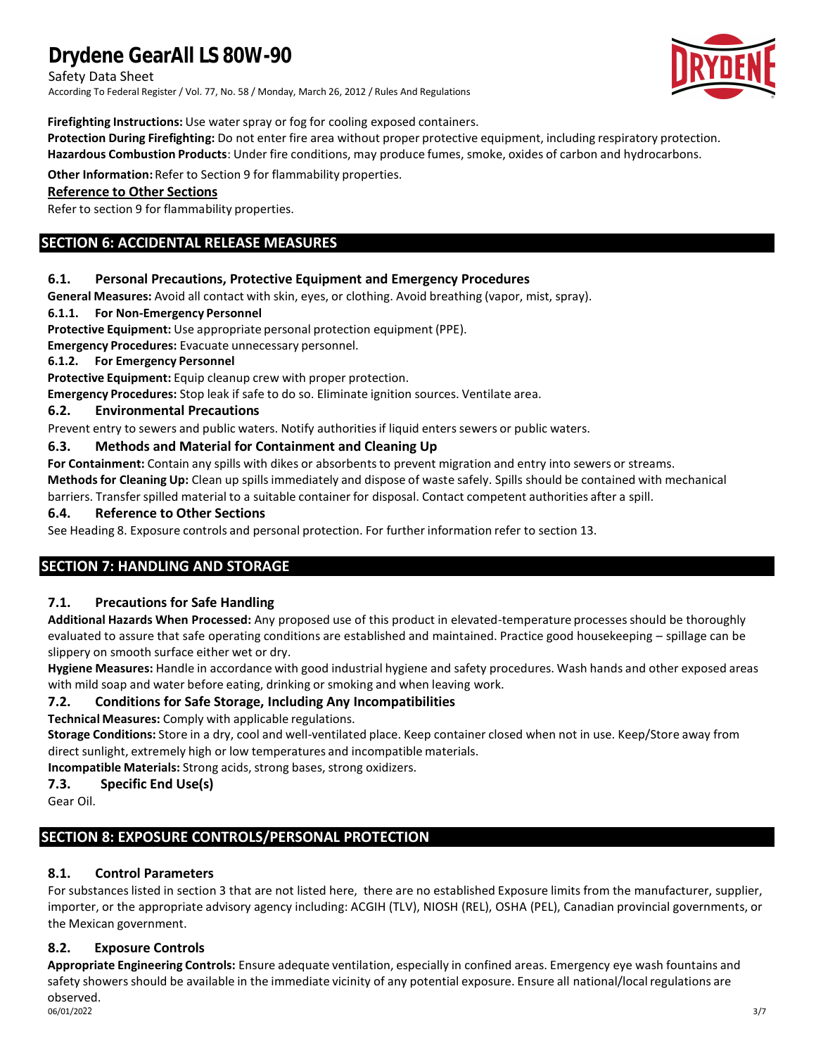**Firefighting Instructions:** Use water spray or fog for cooling exposed containers.
**Protection During Firefighting:** Do not enter fire area without proper protective equipment, including respiratory protection.
**Hazardous Combustion Products**: Under fire conditions, may produce fumes, smoke, oxides of carbon and hydrocarbons.

**Other Information:** Refer to Section 9 for flammability properties.

### Reference to Other Sections

Refer to section 9 for flammability properties.

## SECTION 6: ACCIDENTAL RELEASE MEASURES

### 6.1. Personal Precautions, Protective Equipment and Emergency Procedures

**General Measures:** Avoid all contact with skin, eyes, or clothing. Avoid breathing (vapor, mist, spray).

#### 6.1.1. For Non-Emergency Personnel

**Protective Equipment:** Use appropriate personal protection equipment (PPE).
**Emergency Procedures:** Evacuate unnecessary personnel.

#### 6.1.2. For Emergency Personnel

**Protective Equipment:** Equip cleanup crew with proper protection.
**Emergency Procedures:** Stop leak if safe to do so. Eliminate ignition sources. Ventilate area.

### 6.2. Environmental Precautions

Prevent entry to sewers and public waters. Notify authorities if liquid enters sewers or public waters.

### 6.3. Methods and Material for Containment and Cleaning Up

**For Containment:** Contain any spills with dikes or absorbents to prevent migration and entry into sewers or streams.
**Methods for Cleaning Up:** Clean up spills immediately and dispose of waste safely. Spills should be contained with mechanical barriers. Transfer spilled material to a suitable container for disposal. Contact competent authorities after a spill.

### 6.4. Reference to Other Sections

See Heading 8. Exposure controls and personal protection. For further information refer to section 13.

## SECTION 7: HANDLING AND STORAGE

### 7.1. Precautions for Safe Handling

**Additional Hazards When Processed:** Any proposed use of this product in elevated-temperature processes should be thoroughly evaluated to assure that safe operating conditions are established and maintained. Practice good housekeeping – spillage can be slippery on smooth surface either wet or dry.
**Hygiene Measures:** Handle in accordance with good industrial hygiene and safety procedures. Wash hands and other exposed areas with mild soap and water before eating, drinking or smoking and when leaving work.

### 7.2. Conditions for Safe Storage, Including Any Incompatibilities

**Technical Measures:** Comply with applicable regulations.
**Storage Conditions:** Store in a dry, cool and well-ventilated place. Keep container closed when not in use. Keep/Store away from direct sunlight, extremely high or low temperatures and incompatible materials.
**Incompatible Materials:** Strong acids, strong bases, strong oxidizers.

### 7.3. Specific End Use(s)

Gear Oil.

## SECTION 8: EXPOSURE CONTROLS/PERSONAL PROTECTION

### 8.1. Control Parameters

For substances listed in section 3 that are not listed here, there are no established Exposure limits from the manufacturer, supplier, importer, or the appropriate advisory agency including: ACGIH (TLV), NIOSH (REL), OSHA (PEL), Canadian provincial governments, or the Mexican government.

### 8.2. Exposure Controls

**Appropriate Engineering Controls:** Ensure adequate ventilation, especially in confined areas. Emergency eye wash fountains and safety showers should be available in the immediate vicinity of any potential exposure. Ensure all national/local regulations are observed.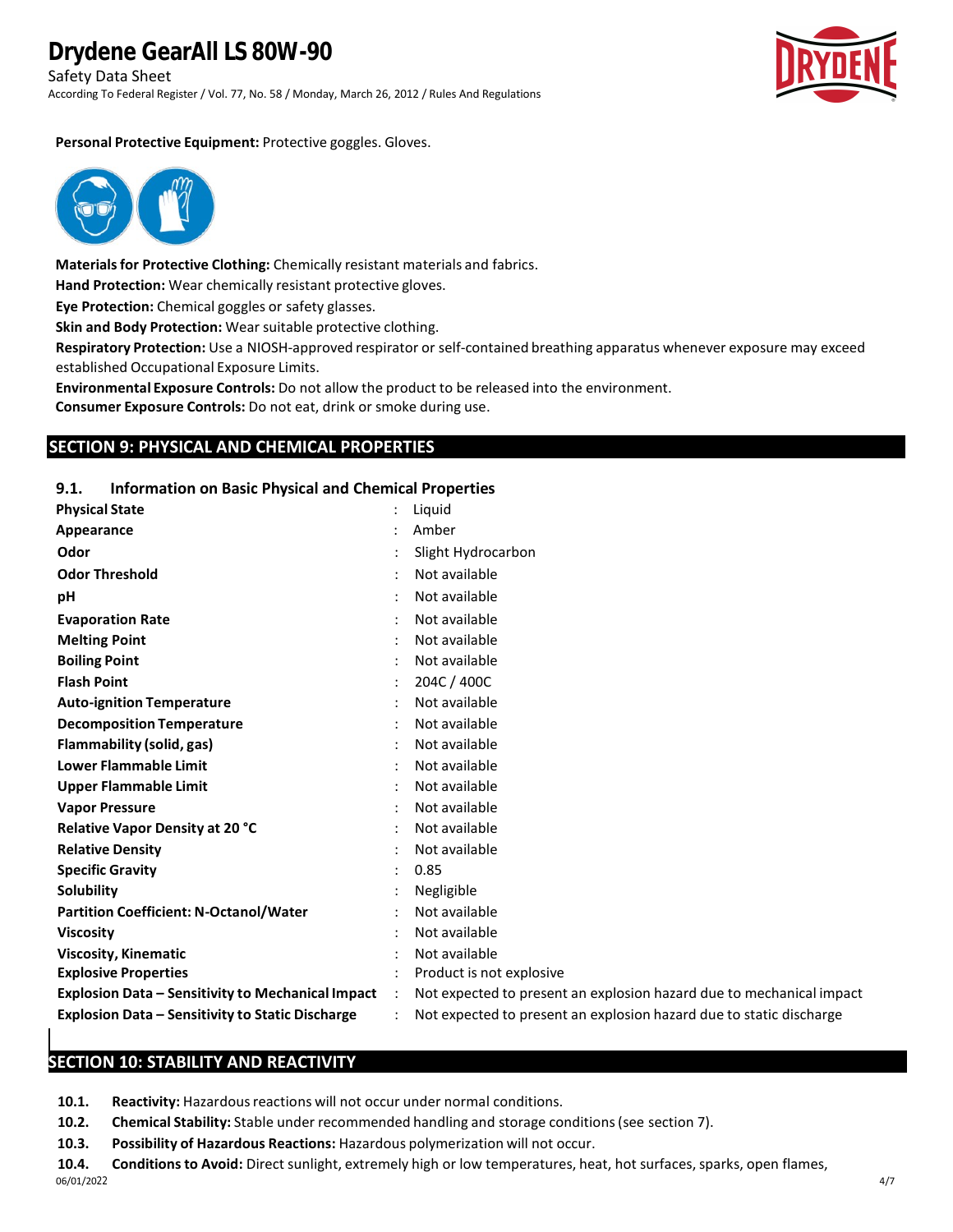**Personal Protective Equipment:** Protective goggles. Gloves.

**Materials for Protective Clothing:** Chemically resistant materials and fabrics.

**Hand Protection:** Wear chemically resistant protective gloves.

**Eye Protection:** Chemical goggles or safety glasses.

**Skin and Body Protection:** Wear suitable protective clothing.

**Respiratory Protection:** Use a NIOSH-approved respirator or self-contained breathing apparatus whenever exposure may exceed established Occupational Exposure Limits.

**Environmental Exposure Controls:** Do not allow the product to be released into the environment.

**Consumer Exposure Controls:** Do not eat, drink or smoke during use.

## SECTION 9: PHYSICAL AND CHEMICAL PROPERTIES

### 9.1. Information on Basic Physical and Chemical Properties

| Property | Value |
|---|---|
| **Physical State** | Liquid |
| **Appearance** | Amber |
| **Odor** | Slight Hydrocarbon |
| **Odor Threshold** | Not available |
| **pH** | Not available |
| **Evaporation Rate** | Not available |
| **Melting Point** | Not available |
| **Boiling Point** | Not available |
| **Flash Point** | 204C / 400C |
| **Auto-ignition Temperature** | Not available |
| **Decomposition Temperature** | Not available |
| **Flammability (solid, gas)** | Not available |
| **Lower Flammable Limit** | Not available |
| **Upper Flammable Limit** | Not available |
| **Vapor Pressure** | Not available |
| **Relative Vapor Density at 20 °C** | Not available |
| **Relative Density** | Not available |
| **Specific Gravity** | 0.85 |
| **Solubility** | Negligible |
| **Partition Coefficient: N-Octanol/Water** | Not available |
| **Viscosity** | Not available |
| **Viscosity, Kinematic** | Not available |
| **Explosive Properties** | Product is not explosive |
| **Explosion Data – Sensitivity to Mechanical Impact** | Not expected to present an explosion hazard due to mechanical impact |
| **Explosion Data – Sensitivity to Static Discharge** | Not expected to present an explosion hazard due to static discharge |

## SECTION 10: STABILITY AND REACTIVITY

**10.1. Reactivity:** Hazardous reactions will not occur under normal conditions.

**10.2. Chemical Stability:** Stable under recommended handling and storage conditions (see section 7).

**10.3. Possibility of Hazardous Reactions:** Hazardous polymerization will not occur.

**10.4. Conditions to Avoid:** Direct sunlight, extremely high or low temperatures, heat, hot surfaces, sparks, open flames,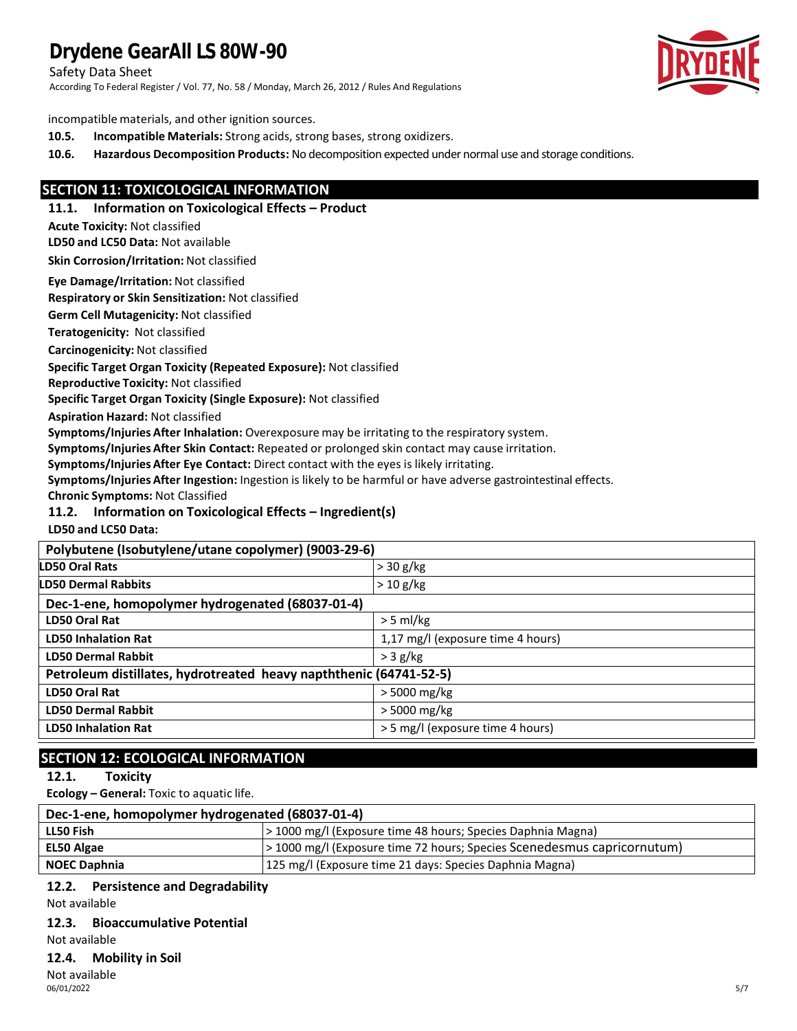incompatible materials, and other ignition sources.

**10.5. Incompatible Materials:** Strong acids, strong bases, strong oxidizers.

**10.6. Hazardous Decomposition Products:** No decomposition expected under normal use and storage conditions.

## SECTION 11: TOXICOLOGICAL INFORMATION

### 11.1. Information on Toxicological Effects – Product

**Acute Toxicity:** Not classified

**LD50 and LC50 Data:** Not available

**Skin Corrosion/Irritation:** Not classified

**Eye Damage/Irritation:** Not classified

**Respiratory or Skin Sensitization:** Not classified

**Germ Cell Mutagenicity:** Not classified

**Teratogenicity:** Not classified

**Carcinogenicity:** Not classified

**Specific Target Organ Toxicity (Repeated Exposure):** Not classified

**Reproductive Toxicity:** Not classified

**Specific Target Organ Toxicity (Single Exposure):** Not classified

**Aspiration Hazard:** Not classified

**Symptoms/Injuries After Inhalation:** Overexposure may be irritating to the respiratory system.

**Symptoms/Injuries After Skin Contact:** Repeated or prolonged skin contact may cause irritation.

**Symptoms/Injuries After Eye Contact:** Direct contact with the eyes is likely irritating.

**Symptoms/Injuries After Ingestion:** Ingestion is likely to be harmful or have adverse gastrointestinal effects.

**Chronic Symptoms:** Not Classified

### 11.2. Information on Toxicological Effects – Ingredient(s)

**LD50 and LC50 Data:**

| Polybutene (Isobutylene/utane copolymer) (9003-29-6) | |
|---|---|
| **LD50 Oral Rats** | > 30 g/kg |
| **LD50 Dermal Rabbits** | > 10 g/kg |
| **Dec-1-ene, homopolymer hydrogenated (68037-01-4)** | |
| **LD50 Oral Rat** | > 5 ml/kg |
| **LD50 Inhalation Rat** | 1,17 mg/l (exposure time 4 hours) |
| **LD50 Dermal Rabbit** | > 3 g/kg |
| **Petroleum distillates, hydrotreated heavy napththenic (64741-52-5)** | |
| **LD50 Oral Rat** | > 5000 mg/kg |
| **LD50 Dermal Rabbit** | > 5000 mg/kg |
| **LD50 Inhalation Rat** | > 5 mg/l (exposure time 4 hours) |

## SECTION 12: ECOLOGICAL INFORMATION

### 12.1. Toxicity

**Ecology – General:** Toxic to aquatic life.

| Dec-1-ene, homopolymer hydrogenated (68037-01-4) | |
|---|---|
| **LL50 Fish** | > 1000 mg/l (Exposure time 48 hours; Species Daphnia Magna) |
| **EL50 Algae** | > 1000 mg/l (Exposure time 72 hours; Species Scenedesmus capricornutum) |
| **NOEC Daphnia** | 125 mg/l (Exposure time 21 days: Species Daphnia Magna) |

### 12.2. Persistence and Degradability

Not available

### 12.3. Bioaccumulative Potential

Not available

### 12.4. Mobility in Soil

Not available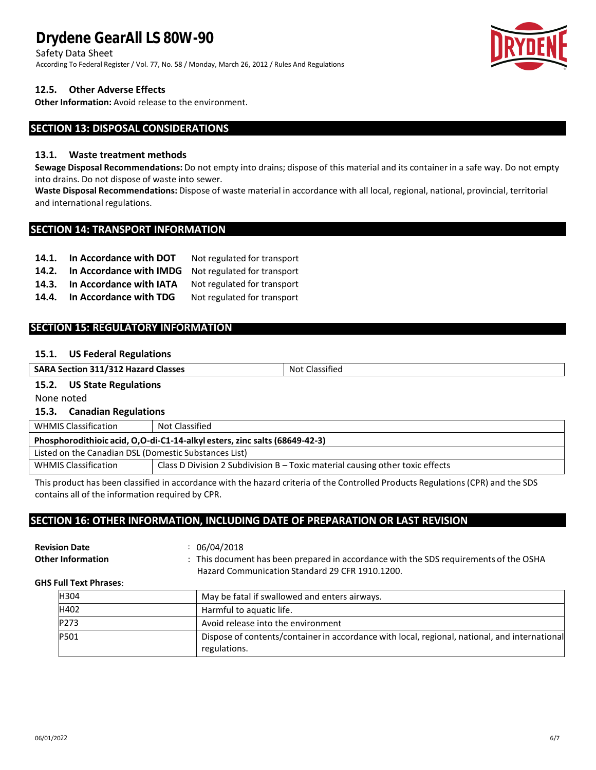### 12.5. Other Adverse Effects

**Other Information:** Avoid release to the environment.

## SECTION 13: DISPOSAL CONSIDERATIONS

### 13.1. Waste treatment methods

**Sewage Disposal Recommendations:** Do not empty into drains; dispose of this material and its container in a safe way. Do not empty into drains. Do not dispose of waste into sewer.

**Waste Disposal Recommendations:** Dispose of waste material in accordance with all local, regional, national, provincial, territorial and international regulations.

## SECTION 14: TRANSPORT INFORMATION

**14.1. In Accordance with DOT** Not regulated for transport

**14.2. In Accordance with IMDG** Not regulated for transport

**14.3. In Accordance with IATA** Not regulated for transport

**14.4. In Accordance with TDG** Not regulated for transport

## SECTION 15: REGULATORY INFORMATION

### 15.1. US Federal Regulations

| SARA Section 311/312 Hazard Classes | Not Classified |
|---|---|

### 15.2. US State Regulations

None noted

### 15.3. Canadian Regulations

| WHMIS Classification | Not Classified |
|---|---|
| **Phosphorodithioic acid, O,O-di-C1-14-alkyl esters, zinc salts (68649-42-3)** | |
| Listed on the Canadian DSL (Domestic Substances List) | |
| WHMIS Classification | Class D Division 2 Subdivision B – Toxic material causing other toxic effects |

This product has been classified in accordance with the hazard criteria of the Controlled Products Regulations (CPR) and the SDS contains all of the information required by CPR.

## SECTION 16: OTHER INFORMATION, INCLUDING DATE OF PREPARATION OR LAST REVISION

**Revision Date** : 06/04/2018

**Other Information** : This document has been prepared in accordance with the SDS requirements of the OSHA Hazard Communication Standard 29 CFR 1910.1200.

**GHS Full Text Phrases**:

| | |
|---|---|
| H304 | May be fatal if swallowed and enters airways. |
| H402 | Harmful to aquatic life. |
| P273 | Avoid release into the environment |
| P501 | Dispose of contents/container in accordance with local, regional, national, and international regulations. |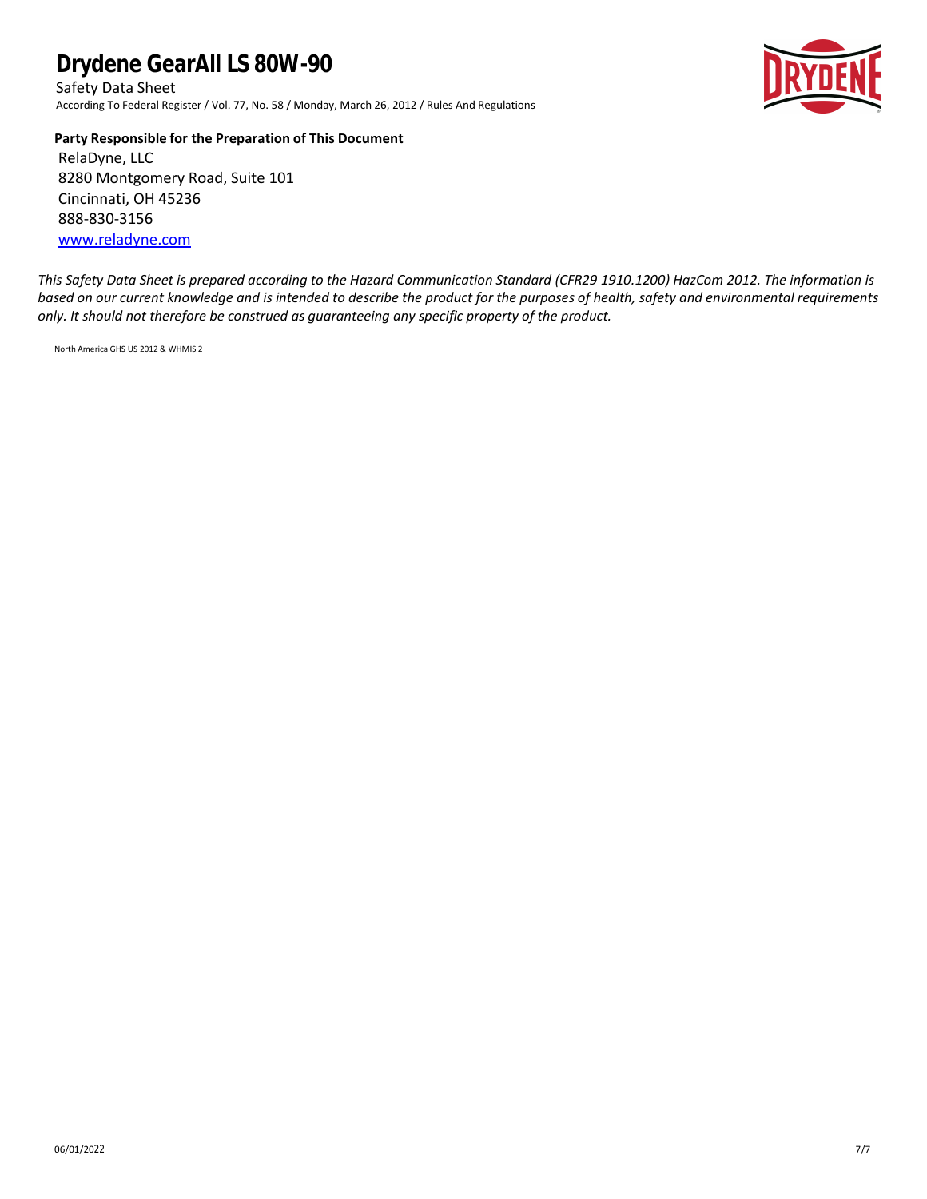**Party Responsible for the Preparation of This Document**

RelaDyne, LLC
8280 Montgomery Road, Suite 101
Cincinnati, OH 45236
888-830-3156
[www.reladyne.com](http://www.reladyne.com)

*This Safety Data Sheet is prepared according to the Hazard Communication Standard (CFR29 1910.1200) HazCom 2012. The information is based on our current knowledge and is intended to describe the product for the purposes of health, safety and environmental requirements only. It should not therefore be construed as guaranteeing any specific property of the product.*

North America GHS US 2012 & WHMIS 2